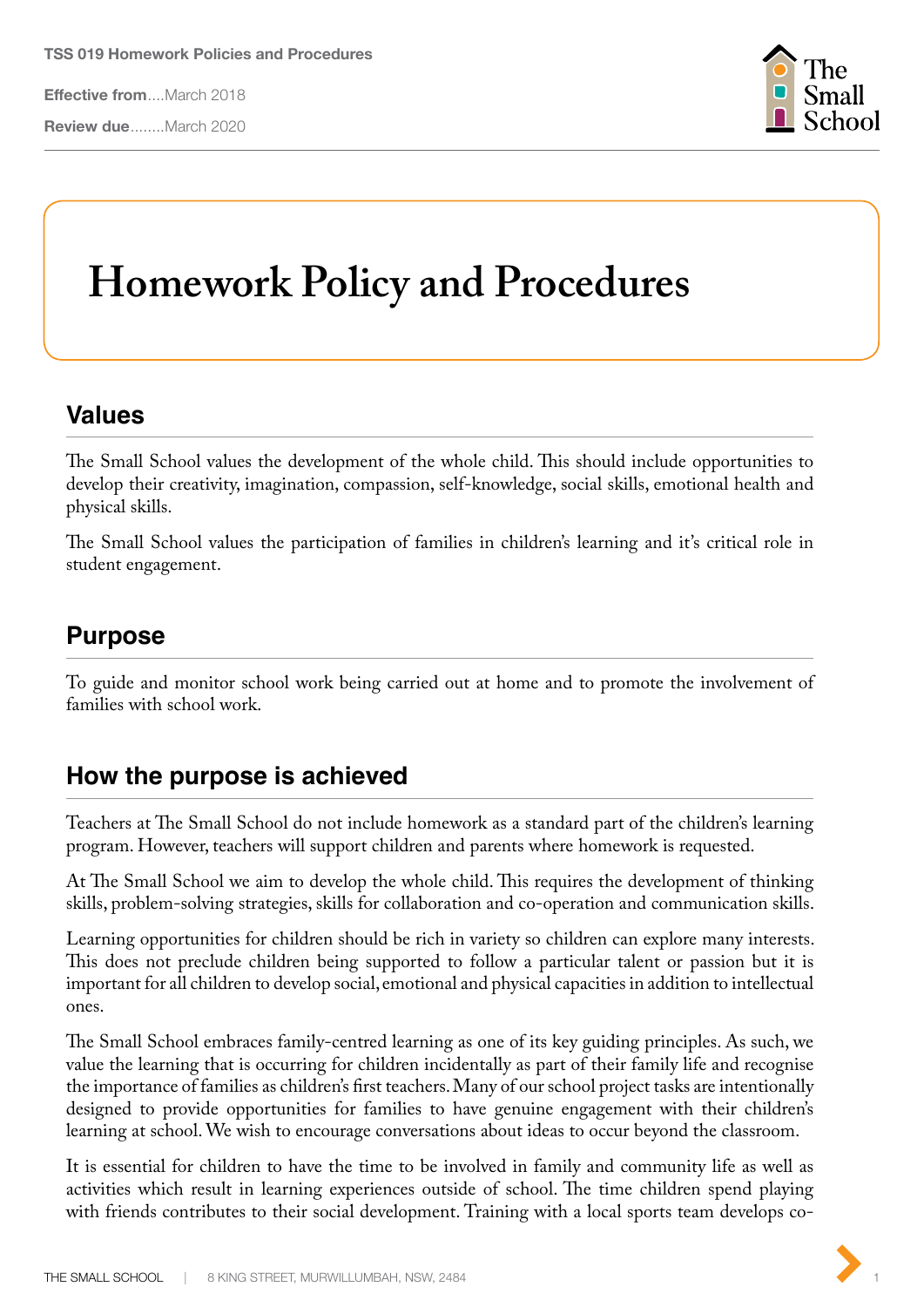TSS 019 Homework Policies and Procedures

**Effective from**....March 2018

**Review due**........March 2020

# Homework Policy and Procedures

## Values

The Small School values the development of the whole child. This should include opportunities to develop their creativity, imagination, compassion, self-knowledge, social skills, emotional health and physical skills.

The Small School values the participation of families in children's learning and it's critical role in student engagement.

## Purpose

To guide and monitor school work being carried out at home and to promote the involvement of families with school work.

## How the purpose is achieved

Teachers at The Small School do not include homework as a standard part of the children's learning program. However, teachers will support children and parents where homework is requested.

At The Small School we aim to develop the whole child. This requires the development of thinking skills, problem-solving strategies, skills for collaboration and co-operation and communication skills.

Learning opportunities for children should be rich in variety so children can explore many interests. This does not preclude children being supported to follow a particular talent or passion but it is important for all children to develop social, emotional and physical capacities in addition to intellectual ones.

The Small School embraces family-centred learning as one of its key guiding principles. As such, we value the learning that is occurring for children incidentally as part of their family life and recognise the importance of families as children's first teachers. Many of our school project tasks are intentionally designed to provide opportunities for families to have genuine engagement with their children's learning at school. We wish to encourage conversations about ideas to occur beyond the classroom.

It is essential for children to have the time to be involved in family and community life as well as activities which result in learning experiences outside of school. The time children spend playing with friends contributes to their social development. Training with a local sports team develops co-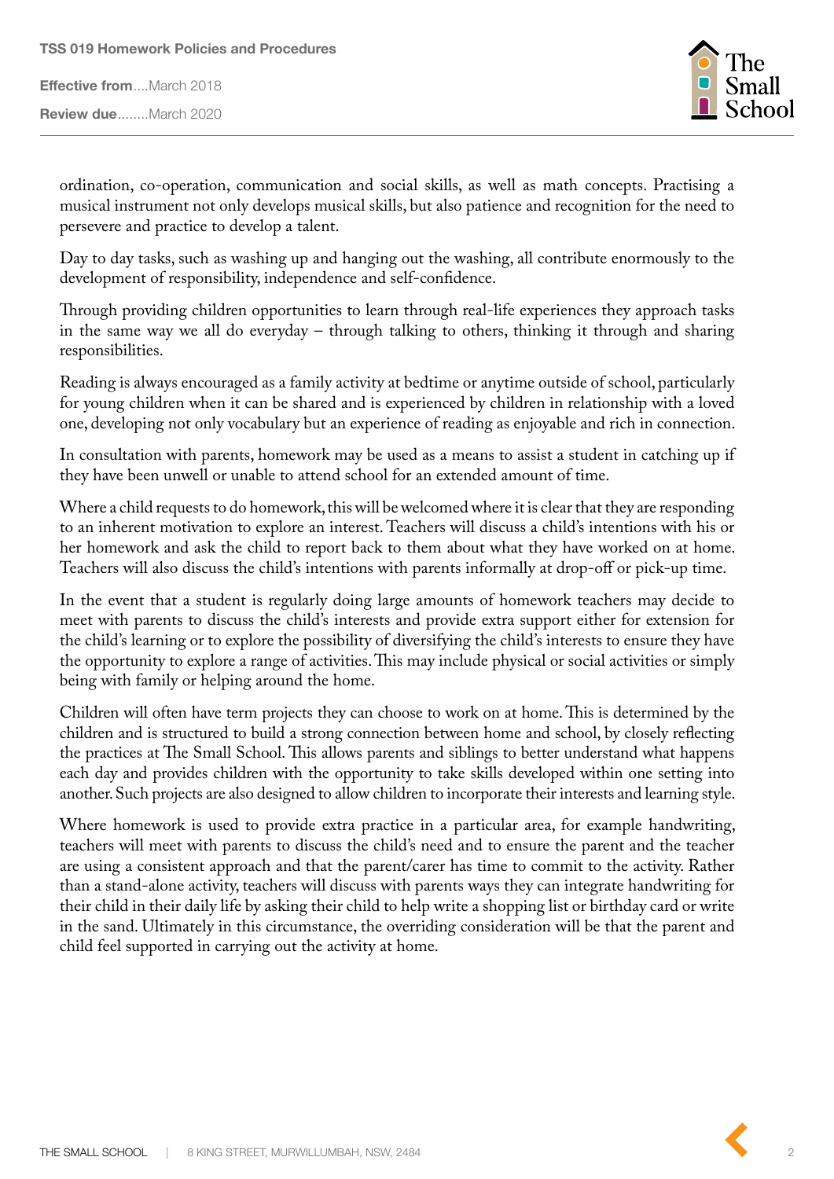ordination, co-operation, communication and social skills, as well as math concepts. Practising a musical instrument not only develops musical skills, but also patience and recognition for the need to persevere and practice to develop a talent.

Day to day tasks, such as washing up and hanging out the washing, all contribute enormously to the development of responsibility, independence and self-confidence.

Through providing children opportunities to learn through real-life experiences they approach tasks in the same way we all do everyday – through talking to others, thinking it through and sharing responsibilities.

Reading is always encouraged as a family activity at bedtime or anytime outside of school, particularly for young children when it can be shared and is experienced by children in relationship with a loved one, developing not only vocabulary but an experience of reading as enjoyable and rich in connection.

In consultation with parents, homework may be used as a means to assist a student in catching up if they have been unwell or unable to attend school for an extended amount of time.

Where a child requests to do homework, this will be welcomed where it is clear that they are responding to an inherent motivation to explore an interest. Teachers will discuss a child's intentions with his or her homework and ask the child to report back to them about what they have worked on at home. Teachers will also discuss the child's intentions with parents informally at drop-off or pick-up time.

In the event that a student is regularly doing large amounts of homework teachers may decide to meet with parents to discuss the child's interests and provide extra support either for extension for the child's learning or to explore the possibility of diversifying the child's interests to ensure they have the opportunity to explore a range of activities. This may include physical or social activities or simply being with family or helping around the home.

Children will often have term projects they can choose to work on at home. This is determined by the children and is structured to build a strong connection between home and school, by closely reflecting the practices at The Small School. This allows parents and siblings to better understand what happens each day and provides children with the opportunity to take skills developed within one setting into another. Such projects are also designed to allow children to incorporate their interests and learning style.

Where homework is used to provide extra practice in a particular area, for example handwriting, teachers will meet with parents to discuss the child's need and to ensure the parent and the teacher are using a consistent approach and that the parent/carer has time to commit to the activity. Rather than a stand-alone activity, teachers will discuss with parents ways they can integrate handwriting for their child in their daily life by asking their child to help write a shopping list or birthday card or write in the sand. Ultimately in this circumstance, the overriding consideration will be that the parent and child feel supported in carrying out the activity at home.